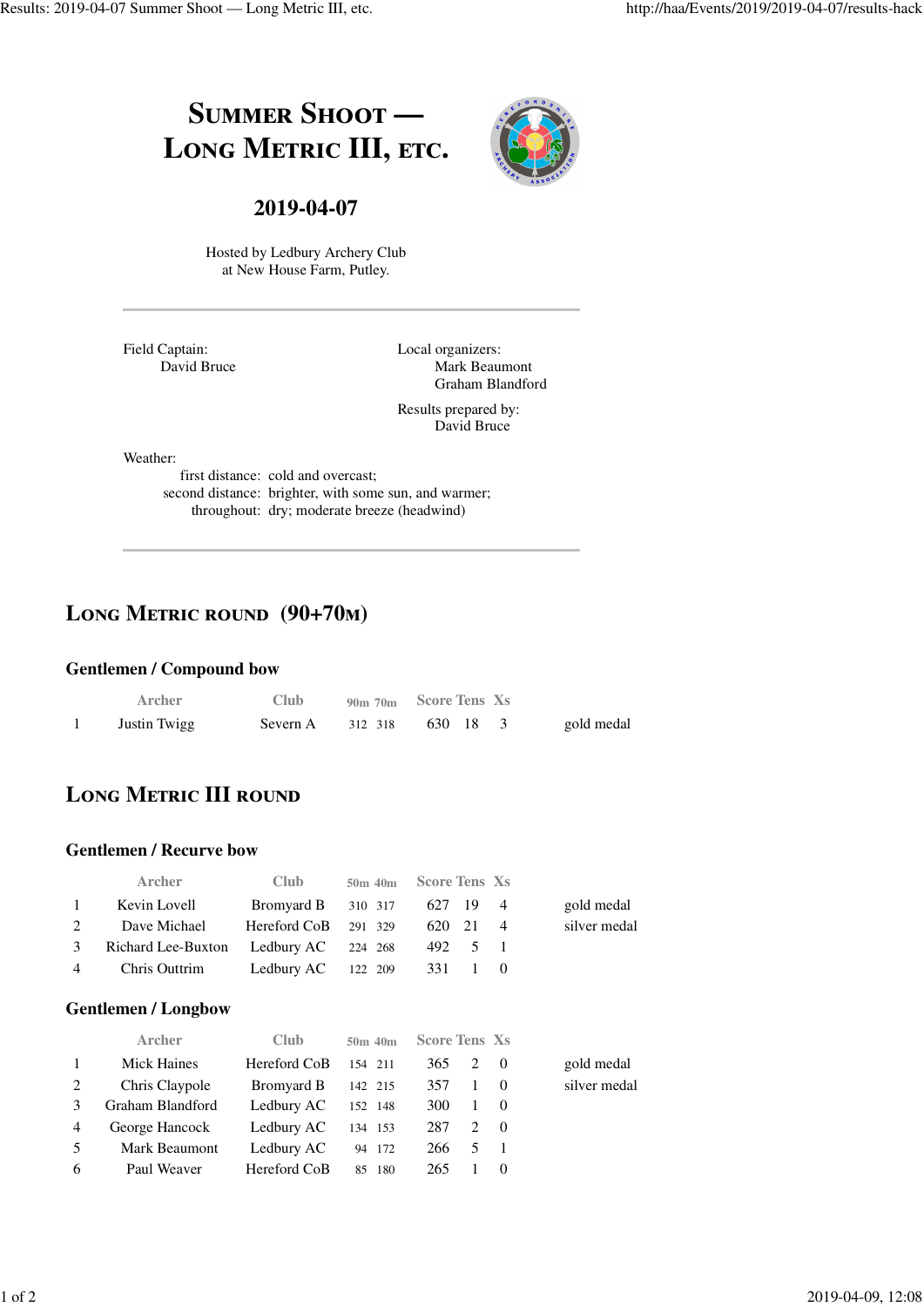# Summer Shoot — Long Metric III, etc.

## 2019-04-07

Hosted by Ledbury Archery Club
at New House Farm, Putley.

---

Field Captain:
David Bruce

Local organizers:
Mark Beaumont
Graham Blandford

Results prepared by:
David Bruce

Weather:
first distance: cold and overcast;
second distance: brighter, with some sun, and warmer;
throughout: dry; moderate breeze (headwind)

---

## Long Metric round (90+70m)

### Gentlemen / Compound bow

| | Archer | Club | 90m | 70m | Score | Tens | Xs | |
|---|---|---|---|---|---|---|---|---|
| 1 | Justin Twigg | Severn A | 312 | 318 | 630 | 18 | 3 | gold medal |

## Long Metric III round

### Gentlemen / Recurve bow

| | Archer | Club | 50m | 40m | Score | Tens | Xs | |
|---|---|---|---|---|---|---|---|---|
| 1 | Kevin Lovell | Bromyard B | 310 | 317 | 627 | 19 | 4 | gold medal |
| 2 | Dave Michael | Hereford CoB | 291 | 329 | 620 | 21 | 4 | silver medal |
| 3 | Richard Lee-Buxton | Ledbury AC | 224 | 268 | 492 | 5 | 1 | |
| 4 | Chris Outtrim | Ledbury AC | 122 | 209 | 331 | 1 | 0 | |

### Gentlemen / Longbow

| | Archer | Club | 50m | 40m | Score | Tens | Xs | |
|---|---|---|---|---|---|---|---|---|
| 1 | Mick Haines | Hereford CoB | 154 | 211 | 365 | 2 | 0 | gold medal |
| 2 | Chris Claypole | Bromyard B | 142 | 215 | 357 | 1 | 0 | silver medal |
| 3 | Graham Blandford | Ledbury AC | 152 | 148 | 300 | 1 | 0 | |
| 4 | George Hancock | Ledbury AC | 134 | 153 | 287 | 2 | 0 | |
| 5 | Mark Beaumont | Ledbury AC | 94 | 172 | 266 | 5 | 1 | |
| 6 | Paul Weaver | Hereford CoB | 85 | 180 | 265 | 1 | 0 | |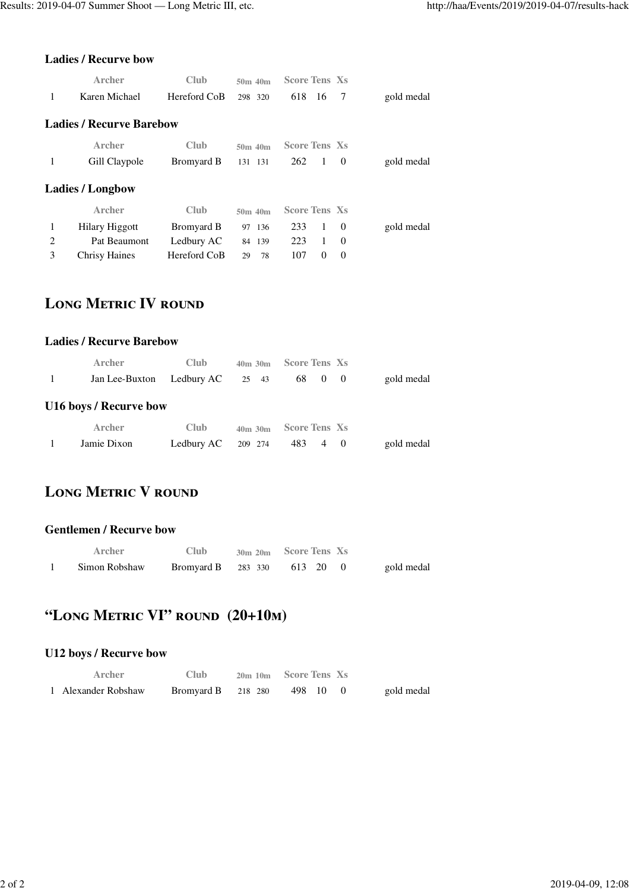### Ladies / Recurve bow

| | Archer | Club | 50m | 40m | Score | Tens | Xs | |
|---|---|---|---|---|---|---|---|---|
| 1 | Karen Michael | Hereford CoB | 298 | 320 | 618 | 16 | 7 | gold medal |

### Ladies / Recurve Barebow

| | Archer | Club | 50m | 40m | Score | Tens | Xs | |
|---|---|---|---|---|---|---|---|---|
| 1 | Gill Claypole | Bromyard B | 131 | 131 | 262 | 1 | 0 | gold medal |

### Ladies / Longbow

| | Archer | Club | 50m | 40m | Score | Tens | Xs | |
|---|---|---|---|---|---|---|---|---|
| 1 | Hilary Higgott | Bromyard B | 97 | 136 | 233 | 1 | 0 | gold medal |
| 2 | Pat Beaumont | Ledbury AC | 84 | 139 | 223 | 1 | 0 | |
| 3 | Chrisy Haines | Hereford CoB | 29 | 78 | 107 | 0 | 0 | |

## Long Metric IV round

### Ladies / Recurve Barebow

| | Archer | Club | 40m | 30m | Score | Tens | Xs | |
|---|---|---|---|---|---|---|---|---|
| 1 | Jan Lee-Buxton | Ledbury AC | 25 | 43 | 68 | 0 | 0 | gold medal |

### U16 boys / Recurve bow

| | Archer | Club | 40m | 30m | Score | Tens | Xs | |
|---|---|---|---|---|---|---|---|---|
| 1 | Jamie Dixon | Ledbury AC | 209 | 274 | 483 | 4 | 0 | gold medal |

## Long Metric V round

### Gentlemen / Recurve bow

| | Archer | Club | 30m | 20m | Score | Tens | Xs | |
|---|---|---|---|---|---|---|---|---|
| 1 | Simon Robshaw | Bromyard B | 283 | 330 | 613 | 20 | 0 | gold medal |

## "Long Metric VI" round (20+10m)

### U12 boys / Recurve bow

| | Archer | Club | 20m | 10m | Score | Tens | Xs | |
|---|---|---|---|---|---|---|---|---|
| 1 | Alexander Robshaw | Bromyard B | 218 | 280 | 498 | 10 | 0 | gold medal |